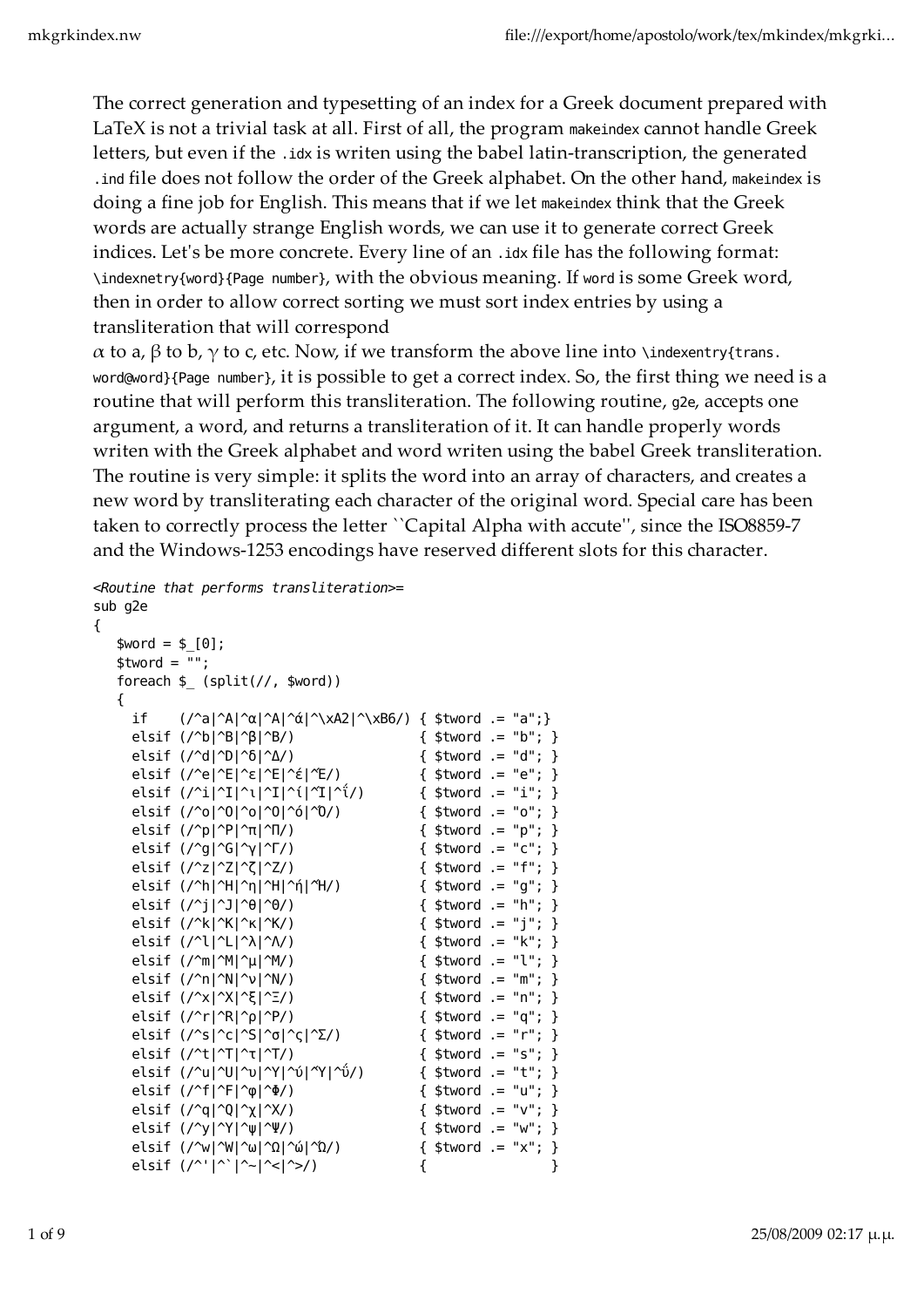The correct generation and typesetting of an index for a Greek document prepared with LaTeX is not a trivial task at all. First of all, the program `makeindex` cannot handle Greek letters, but even if the `.idx` is writen using the babel latin-transcription, the generated `.ind` file does not follow the order of the Greek alphabet. On the other hand, `makeindex` is doing a fine job for English. This means that if we let `makeindex` think that the Greek words are actually strange English words, we can use it to generate correct Greek indices. Let's be more concrete. Every line of an `.idx` file has the following format: `\indexnetry{word}{Page number}`, with the obvious meaning. If `word` is some Greek word, then in order to allow correct sorting we must sort index entries by using a transliteration that will correspond
α to a, β to b, γ to c, etc. Now, if we transform the above line into `\indexentry{trans. word@word}{Page number}`, it is possible to get a correct index. So, the first thing we need is a routine that will perform this transliteration. The following routine, `g2e`, accepts one argument, a word, and returns a transliteration of it. It can handle properly words writen with the Greek alphabet and word writen using the babel Greek transliteration. The routine is very simple: it splits the word into an array of characters, and creates a new word by transliterating each character of the original word. Special care has been taken to correctly process the letter ``Capital Alpha with accute'', since the ISO8859-7 and the Windows-1253 encodings have reserved different slots for this character.

```
<Routine that performs transliteration>=
sub g2e
{
   $word = $_[0];
   $tword = "";
   foreach $_ (split(//, $word))
   {
     if    (/^a|^A|^α|^Α|^ά|^\xA2|^\xB6/) { $tword .= "a";}
     elsif (/^b|^B|^β|^Β/)                { $tword .= "b"; }
     elsif (/^d|^D|^δ|^Δ/)                { $tword .= "d"; }
     elsif (/^e|^E|^ε|^Ε|^έ|^Έ/)          { $tword .= "e"; }
     elsif (/^i|^I|^ι|^Ι|^ί|^Ϊ|^ΐ/)       { $tword .= "i"; }
     elsif (/^o|^O|^ο|^Ο|^ό|^Ό/)          { $tword .= "o"; }
     elsif (/^p|^P|^π|^Π/)                { $tword .= "p"; }
     elsif (/^g|^G|^γ|^Γ/)                { $tword .= "c"; }
     elsif (/^z|^Z|^ζ|^Ζ/)                { $tword .= "f"; }
     elsif (/^h|^H|^η|^Η|^ή|^Ή/)          { $tword .= "g"; }
     elsif (/^j|^J|^θ|^Θ/)                { $tword .= "h"; }
     elsif (/^k|^K|^κ|^Κ/)                { $tword .= "j"; }
     elsif (/^l|^L|^λ|^Λ/)                { $tword .= "k"; }
     elsif (/^m|^M|^μ|^Μ/)                { $tword .= "l"; }
     elsif (/^n|^N|^ν|^Ν/)                { $tword .= "m"; }
     elsif (/^x|^X|^ξ|^Ξ/)                { $tword .= "n"; }
     elsif (/^r|^R|^ρ|^Ρ/)                { $tword .= "q"; }
     elsif (/^s|^c|^S|^σ|^ς|^Σ/)          { $tword .= "r"; }
     elsif (/^t|^T|^τ|^Τ/)                { $tword .= "s"; }
     elsif (/^u|^U|^υ|^Υ|^ύ|^Ϋ|^ΰ/)       { $tword .= "t"; }
     elsif (/^f|^F|^φ|^Φ/)                { $tword .= "u"; }
     elsif (/^q|^Q|^χ|^Χ/)                { $tword .= "v"; }
     elsif (/^y|^Y|^ψ|^Ψ/)                { $tword .= "w"; }
     elsif (/^w|^W|^ω|^Ω|^ώ|^Ώ/)          { $tword .= "x"; }
     elsif (/^'|^`|^~|^<|^>/)             {                }
```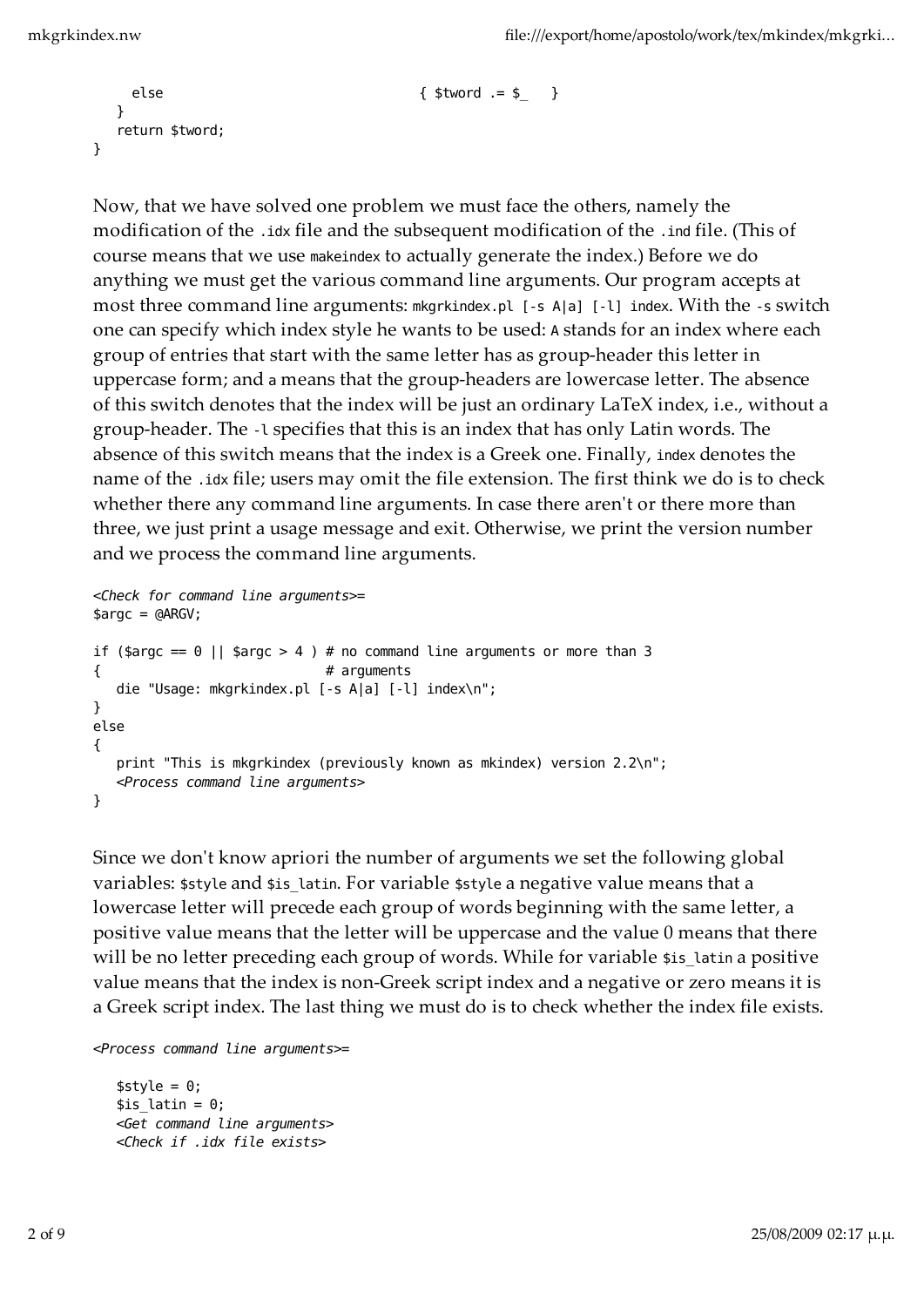```
    else                              { $tword .= $_   }
  }
  return $tword;
}
```

Now, that we have solved one problem we must face the others, namely the modification of the `.idx` file and the subsequent modification of the `.ind` file. (This of course means that we use `makeindex` to actually generate the index.) Before we do anything we must get the various command line arguments. Our program accepts at most three command line arguments: `mkgrkindex.pl [-s A|a] [-l] index`. With the `-s` switch one can specify which index style he wants to be used: `A` stands for an index where each group of entries that start with the same letter has as group-header this letter in uppercase form; and `a` means that the group-headers are lowercase letter. The absence of this switch denotes that the index will be just an ordinary LaTeX index, i.e., without a group-header. The `-l` specifies that this is an index that has only Latin words. The absence of this switch means that the index is a Greek one. Finally, `index` denotes the name of the `.idx` file; users may omit the file extension. The first think we do is to check whether there any command line arguments. In case there aren't or there more than three, we just print a usage message and exit. Otherwise, we print the version number and we process the command line arguments.

```
<Check for command line arguments>=
$argc = @ARGV;

if ($argc == 0 || $argc > 4 ) # no command line arguments or more than 3
{                             # arguments
   die "Usage: mkgrkindex.pl [-s A|a] [-l] index\n";
}
else
{
   print "This is mkgrkindex (previously known as mkindex) version 2.2\n";
   <Process command line arguments>
}
```

Since we don't know apriori the number of arguments we set the following global variables: `$style` and `$is_latin`. For variable `$style` a negative value means that a lowercase letter will precede each group of words beginning with the same letter, a positive value means that the letter will be uppercase and the value 0 means that there will be no letter preceding each group of words. While for variable `$is_latin` a positive value means that the index is non-Greek script index and a negative or zero means it is a Greek script index. The last thing we must do is to check whether the index file exists.

```
<Process command line arguments>=

   $style = 0;
   $is_latin = 0;
   <Get command line arguments>
   <Check if .idx file exists>
```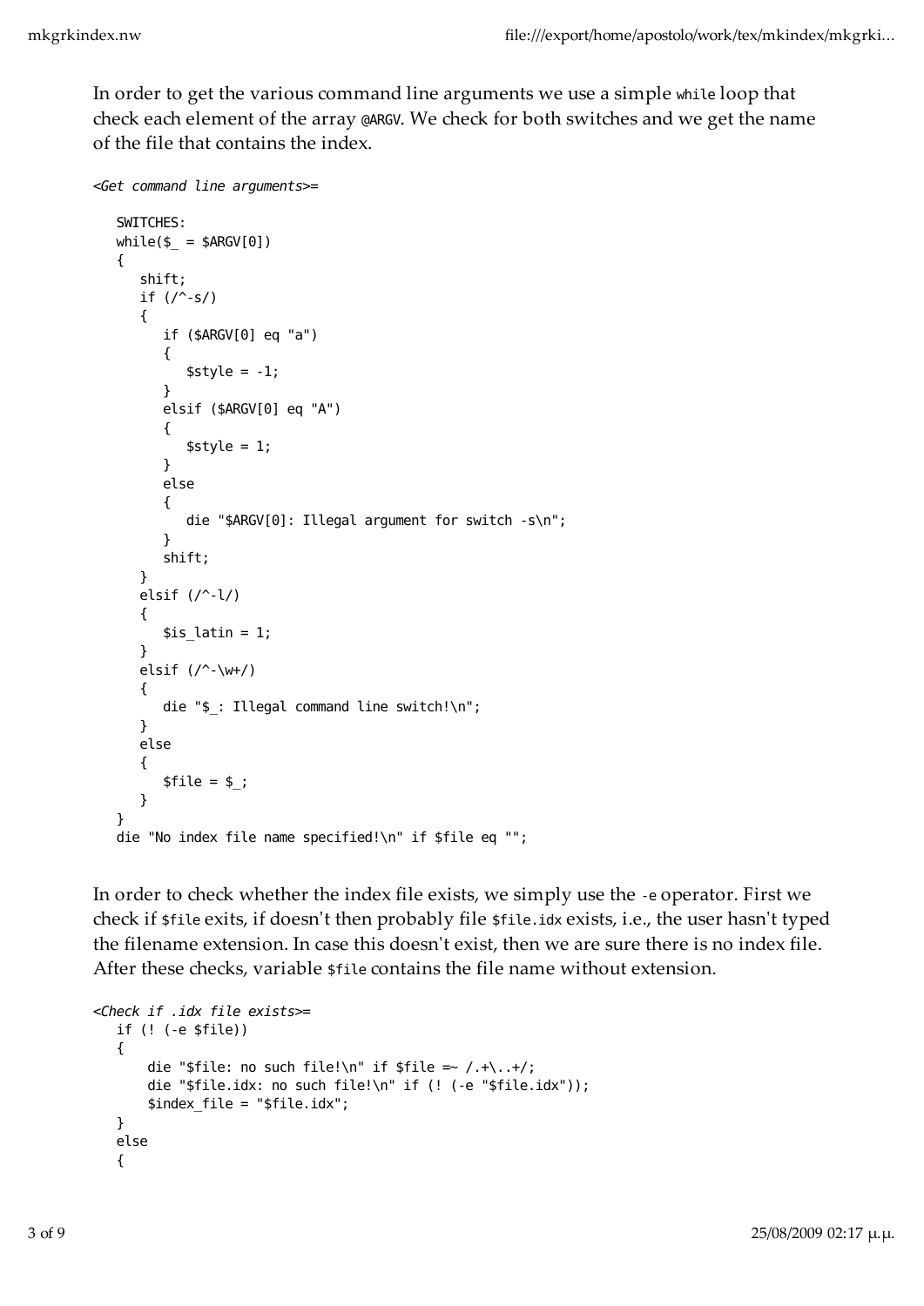In order to get the various command line arguments we use a simple `while` loop that check each element of the array `@ARGV`. We check for both switches and we get the name of the file that contains the index.

*<Get command line arguments>=*

```
SWITCHES:
while($_ = $ARGV[0])
{
   shift;
   if (/^-s/)
   {
      if ($ARGV[0] eq "a")
      {
         $style = -1;
      }
      elsif ($ARGV[0] eq "A")
      {
         $style = 1;
      }
      else
      {
         die "$ARGV[0]: Illegal argument for switch -s\n";
      }
      shift;
   }
   elsif (/^-l/)
   {
      $is_latin = 1;
   }
   elsif (/^-\w+/)
   {
      die "$_: Illegal command line switch!\n";
   }
   else
   {
      $file = $_;
   }
}
die "No index file name specified!\n" if $file eq "";
```

In order to check whether the index file exists, we simply use the `-e` operator. First we check if `$file` exits, if doesn't then probably file `$file.idx` exists, i.e., the user hasn't typed the filename extension. In case this doesn't exist, then we are sure there is no index file. After these checks, variable `$file` contains the file name without extension.

*<Check if .idx file exists>=*

```
if (! (-e $file))
{
    die "$file: no such file!\n" if $file =~ /.+\..+/;
    die "$file.idx: no such file!\n" if (! (-e "$file.idx"));
    $index_file = "$file.idx";
}
else
{
```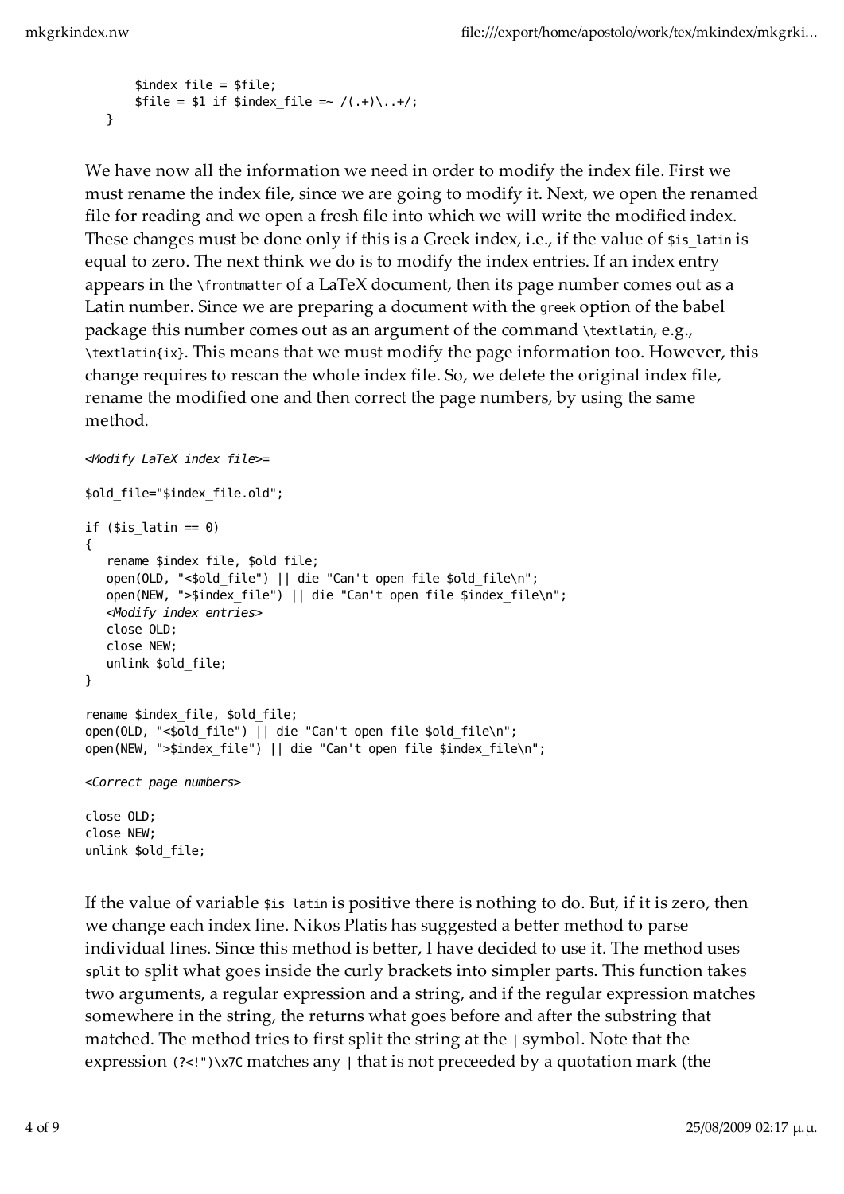```
       $index_file = $file;
       $file = $1 if $index_file =~ /(.+)\..+/;
   }
```

We have now all the information we need in order to modify the index file. First we must rename the index file, since we are going to modify it. Next, we open the renamed file for reading and we open a fresh file into which we will write the modified index. These changes must be done only if this is a Greek index, i.e., if the value of `$is_latin` is equal to zero. The next think we do is to modify the index entries. If an index entry appears in the `\frontmatter` of a LaTeX document, then its page number comes out as a Latin number. Since we are preparing a document with the `greek` option of the babel package this number comes out as an argument of the command `\textlatin`, e.g., `\textlatin{ix}`. This means that we must modify the page information too. However, this change requires to rescan the whole index file. So, we delete the original index file, rename the modified one and then correct the page numbers, by using the same method.

```
<Modify LaTeX index file>=

$old_file="$index_file.old";

if ($is_latin == 0)
{
   rename $index_file, $old_file;
   open(OLD, "<$old_file") || die "Can't open file $old_file\n";
   open(NEW, ">$index_file") || die "Can't open file $index_file\n";
   <Modify index entries>
   close OLD;
   close NEW;
   unlink $old_file;
}

rename $index_file, $old_file;
open(OLD, "<$old_file") || die "Can't open file $old_file\n";
open(NEW, ">$index_file") || die "Can't open file $index_file\n";

<Correct page numbers>

close OLD;
close NEW;
unlink $old_file;
```

If the value of variable `$is_latin` is positive there is nothing to do. But, if it is zero, then we change each index line. Nikos Platis has suggested a better method to parse individual lines. Since this method is better, I have decided to use it. The method uses `split` to split what goes inside the curly brackets into simpler parts. This function takes two arguments, a regular expression and a string, and if the regular expression matches somewhere in the string, the returns what goes before and after the substring that matched. The method tries to first split the string at the `|` symbol. Note that the expression `(?<!")\x7C` matches any `|` that is not preceeded by a quotation mark (the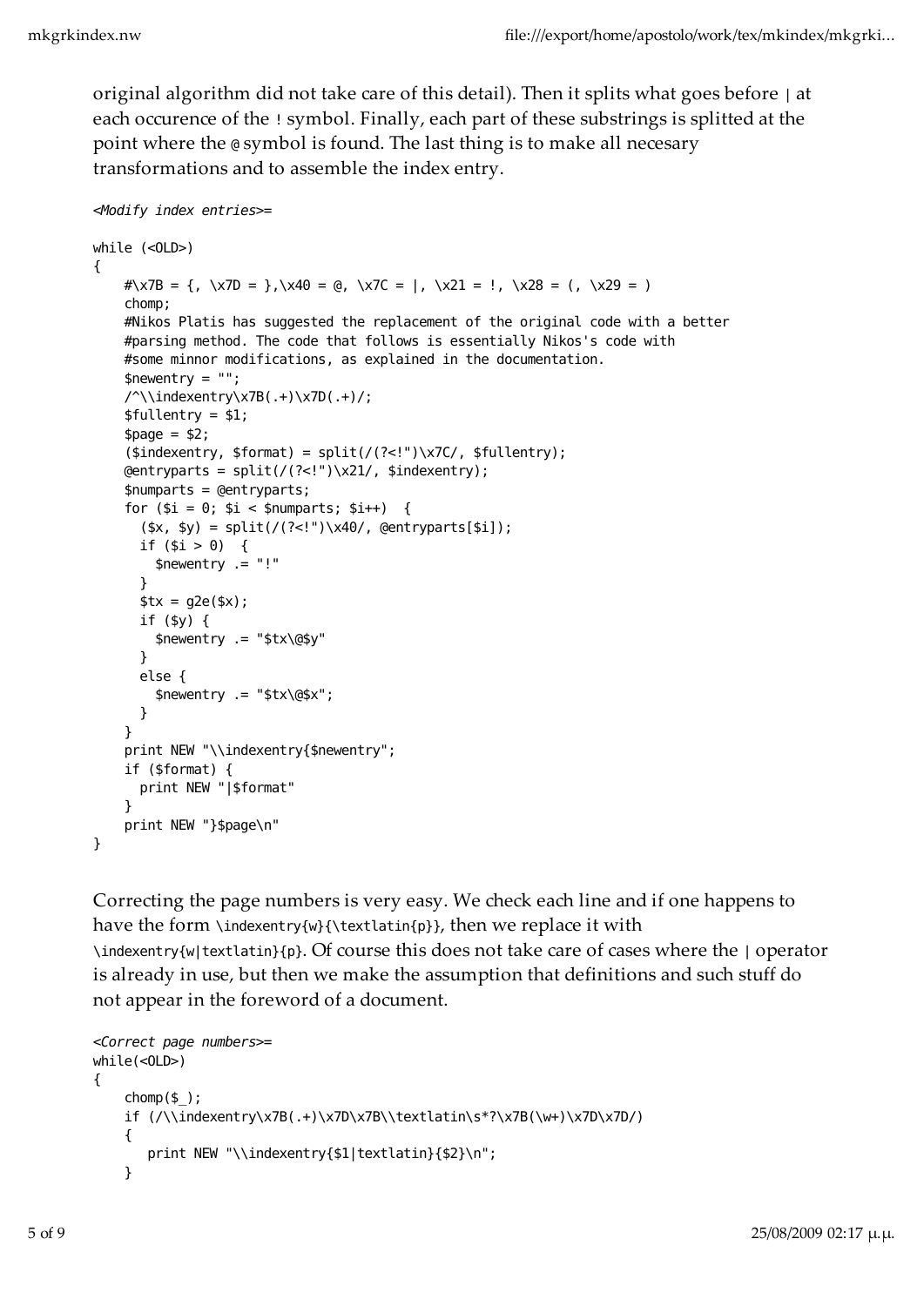original algorithm did not take care of this detail). Then it splits what goes before `|` at each occurence of the `!` symbol. Finally, each part of these substrings is splitted at the point where the `@` symbol is found. The last thing is to make all necesary transformations and to assemble the index entry.

```
<Modify index entries>=

while (<OLD>)
{
    #\x7B = {, \x7D = },\x40 = @, \x7C = |, \x21 = !, \x28 = (, \x29 = )
    chomp;
    #Nikos Platis has suggested the replacement of the original code with a better
    #parsing method. The code that follows is essentially Nikos's code with
    #some minnor modifications, as explained in the documentation.
    $newentry = "";
    /^\\indexentry\x7B(.+)\x7D(.+)/;
    $fullentry = $1;
    $page = $2;
    ($indexentry, $format) = split(/(?<!")\x7C/, $fullentry);
    @entryparts = split(/(?<!")\x21/, $indexentry);
    $numparts = @entryparts;
    for ($i = 0; $i < $numparts; $i++)  {
      ($x, $y) = split(/(?<!")\x40/, @entryparts[$i]);
      if ($i > 0)  {
        $newentry .= "!"
      }
      $tx = g2e($x);
      if ($y) {
        $newentry .= "$tx\@$y"
      }
      else {
        $newentry .= "$tx\@$x";
      }
    }
    print NEW "\\indexentry{$newentry";
    if ($format) {
      print NEW "|$format"
    }
    print NEW "}$page\n"
}
```

Correcting the page numbers is very easy. We check each line and if one happens to have the form `\indexentry{w}{\textlatin{p}}`, then we replace it with `\indexentry{w|textlatin}{p}`. Of course this does not take care of cases where the `|` operator is already in use, but then we make the assumption that definitions and such stuff do not appear in the foreword of a document.

```
<Correct page numbers>=
while(<OLD>)
{
    chomp($_);
    if (/\\indexentry\x7B(.+)\x7D\x7B\\textlatin\s*?\x7B(\w+)\x7D\x7D/)
    {
       print NEW "\\indexentry{$1|textlatin}{$2}\n";
    }
```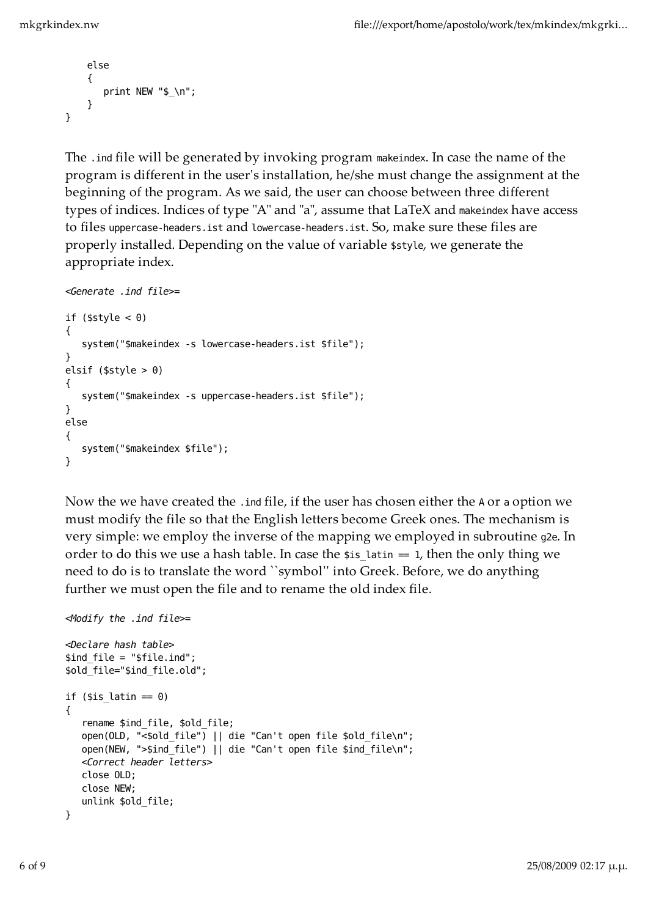```
    else
    {
       print NEW "$_\n";
    }
}
```

The `.ind` file will be generated by invoking program `makeindex`. In case the name of the program is different in the user's installation, he/she must change the assignment at the beginning of the program. As we said, the user can choose between three different types of indices. Indices of type "A" and "a", assume that LaTeX and `makeindex` have access to files `uppercase-headers.ist` and `lowercase-headers.ist`. So, make sure these files are properly installed. Depending on the value of variable `$style`, we generate the appropriate index.

```
<Generate .ind file>=

if ($style < 0)
{
   system("$makeindex -s lowercase-headers.ist $file");
}
elsif ($style > 0)
{
   system("$makeindex -s uppercase-headers.ist $file");
}
else
{
   system("$makeindex $file");
}
```

Now the we have created the `.ind` file, if the user has chosen either the `A` or `a` option we must modify the file so that the English letters become Greek ones. The mechanism is very simple: we employ the inverse of the mapping we employed in subroutine `g2e`. In order to do this we use a hash table. In case the `$is_latin == 1`, then the only thing we need to do is to translate the word ``symbol'' into Greek. Before, we do anything further we must open the file and to rename the old index file.

```
<Modify the .ind file>=

<Declare hash table>
$ind_file = "$file.ind";
$old_file="$ind_file.old";

if ($is_latin == 0)
{
   rename $ind_file, $old_file;
   open(OLD, "<$old_file") || die "Can't open file $old_file\n";
   open(NEW, ">$ind_file") || die "Can't open file $ind_file\n";
   <Correct header letters>
   close OLD;
   close NEW;
   unlink $old_file;
}
```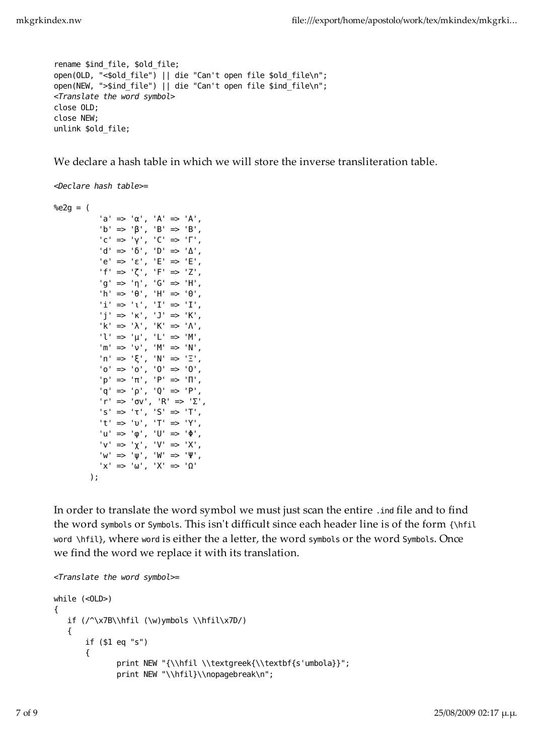```
rename $ind_file, $old_file;
open(OLD, "<$old_file") || die "Can't open file $old_file\n";
open(NEW, ">$ind_file") || die "Can't open file $ind_file\n";
<Translate the word symbol>
close OLD;
close NEW;
unlink $old_file;
```

We declare a hash table in which we will store the inverse transliteration table.

```
<Declare hash table>=

%e2g = (
         'a' => 'α', 'A' => 'A',
         'b' => 'β', 'B' => 'B',
         'c' => 'γ', 'C' => 'Γ',
         'd' => 'δ', 'D' => 'Δ',
         'e' => 'ε', 'E' => 'E',
         'f' => 'ζ', 'F' => 'Z',
         'g' => 'η', 'G' => 'H',
         'h' => 'θ', 'H' => 'Θ',
         'i' => 'ι', 'I' => 'I',
         'j' => 'κ', 'J' => 'K',
         'k' => 'λ', 'K' => 'Λ',
         'l' => 'μ', 'L' => 'M',
         'm' => 'ν', 'M' => 'N',
         'n' => 'ξ', 'N' => 'Ξ',
         'o' => 'ο', 'O' => 'O',
         'p' => 'π', 'P' => 'Π',
         'q' => 'ρ', 'Q' => 'P',
         'r' => 'σv', 'R' => 'Σ',
         's' => 'τ', 'S' => 'T',
         't' => 'υ', 'T' => 'Y',
         'u' => 'φ', 'U' => 'Φ',
         'v' => 'χ', 'V' => 'X',
         'w' => 'ψ', 'W' => 'Ψ',
         'x' => 'ω', 'X' => 'Ω'
       );
```

In order to translate the word symbol we must just scan the entire `.ind` file and to find the word `symbols` or `Symbols`. This isn't difficult since each header line is of the form `{\hfil word \hfil}`, where `word` is either the a letter, the word `symbols` or the word `Symbols`. Once we find the word we replace it with its translation.

```
<Translate the word symbol>=

while (<OLD>)
{
   if (/^\x7B\\hfil (\w)ymbols \\hfil\x7D/)
   {
       if ($1 eq "s")
       {
              print NEW "{\\hfil \\textgreek{\\textbf{s'umbola}}";
              print NEW "\\hfil}\\nopagebreak\n";
```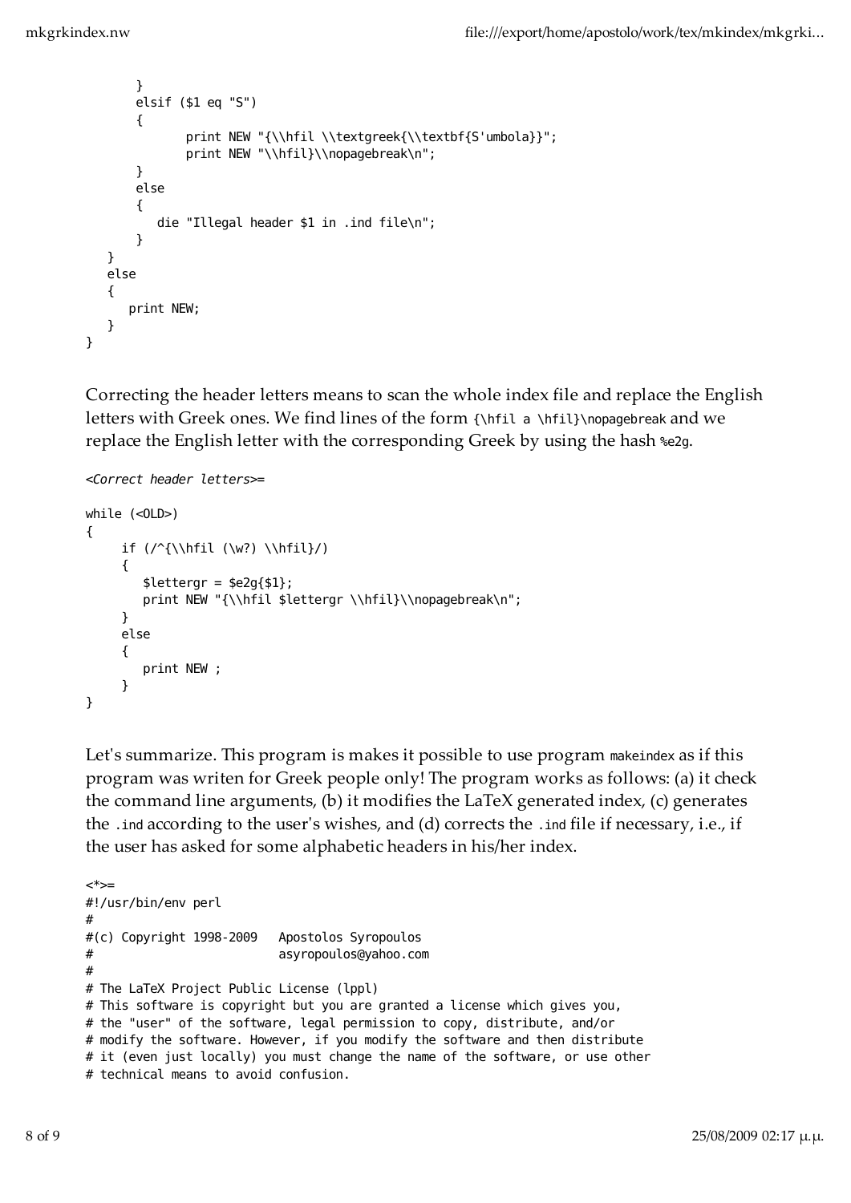```
        }
        elsif ($1 eq "S")
        {
               print NEW "{\\hfil \\textgreek{\\textbf{S'umbola}}";
               print NEW "\\hfil}\\nopagebreak\n";
        }
        else
        {
           die "Illegal header $1 in .ind file\n";
        }
   }
   else
   {
      print NEW;
   }
}
```

Correcting the header letters means to scan the whole index file and replace the English letters with Greek ones. We find lines of the form `{\hfil a \hfil}\nopagebreak` and we replace the English letter with the corresponding Greek by using the hash `%e2g`.

```
<Correct header letters>=

while (<OLD>)
{
     if (/^{\\hfil (\w?) \\hfil}/)
     {
        $lettergr = $e2g{$1};
        print NEW "{\\hfil $lettergr \\hfil}\\nopagebreak\n";
     }
     else
     {
        print NEW ;
     }
}
```

Let's summarize. This program is makes it possible to use program `makeindex` as if this program was writen for Greek people only! The program works as follows: (a) it check the command line arguments, (b) it modifies the LaTeX generated index, (c) generates the `.ind` according to the user's wishes, and (d) corrects the `.ind` file if necessary, i.e., if the user has asked for some alphabetic headers in his/her index.

```
<*>=
#!/usr/bin/env perl
#
#(c) Copyright 1998-2009   Apostolos Syropoulos
#                          asyropoulos@yahoo.com
#
# The LaTeX Project Public License (lppl)
# This software is copyright but you are granted a license which gives you,
# the "user" of the software, legal permission to copy, distribute, and/or
# modify the software. However, if you modify the software and then distribute
# it (even just locally) you must change the name of the software, or use other
# technical means to avoid confusion.
```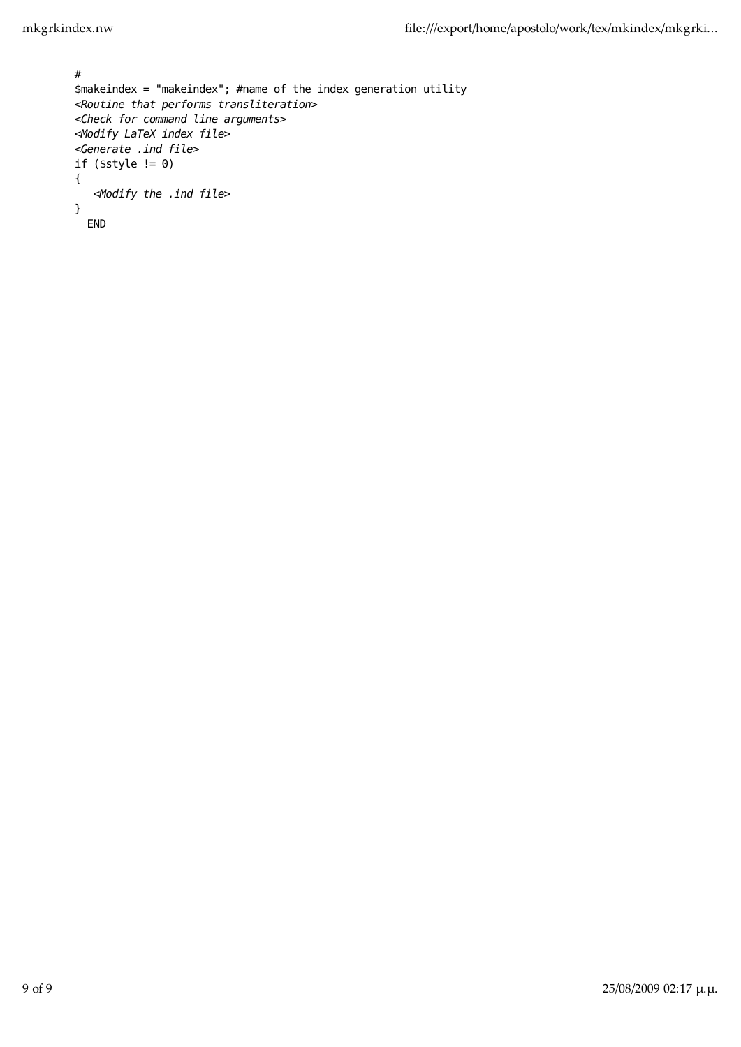```
#
$makeindex = "makeindex"; #name of the index generation utility
<Routine that performs transliteration>
<Check for command line arguments>
<Modify LaTeX index file>
<Generate .ind file>
if ($style != 0)
{
   <Modify the .ind file>
}
__END__
```